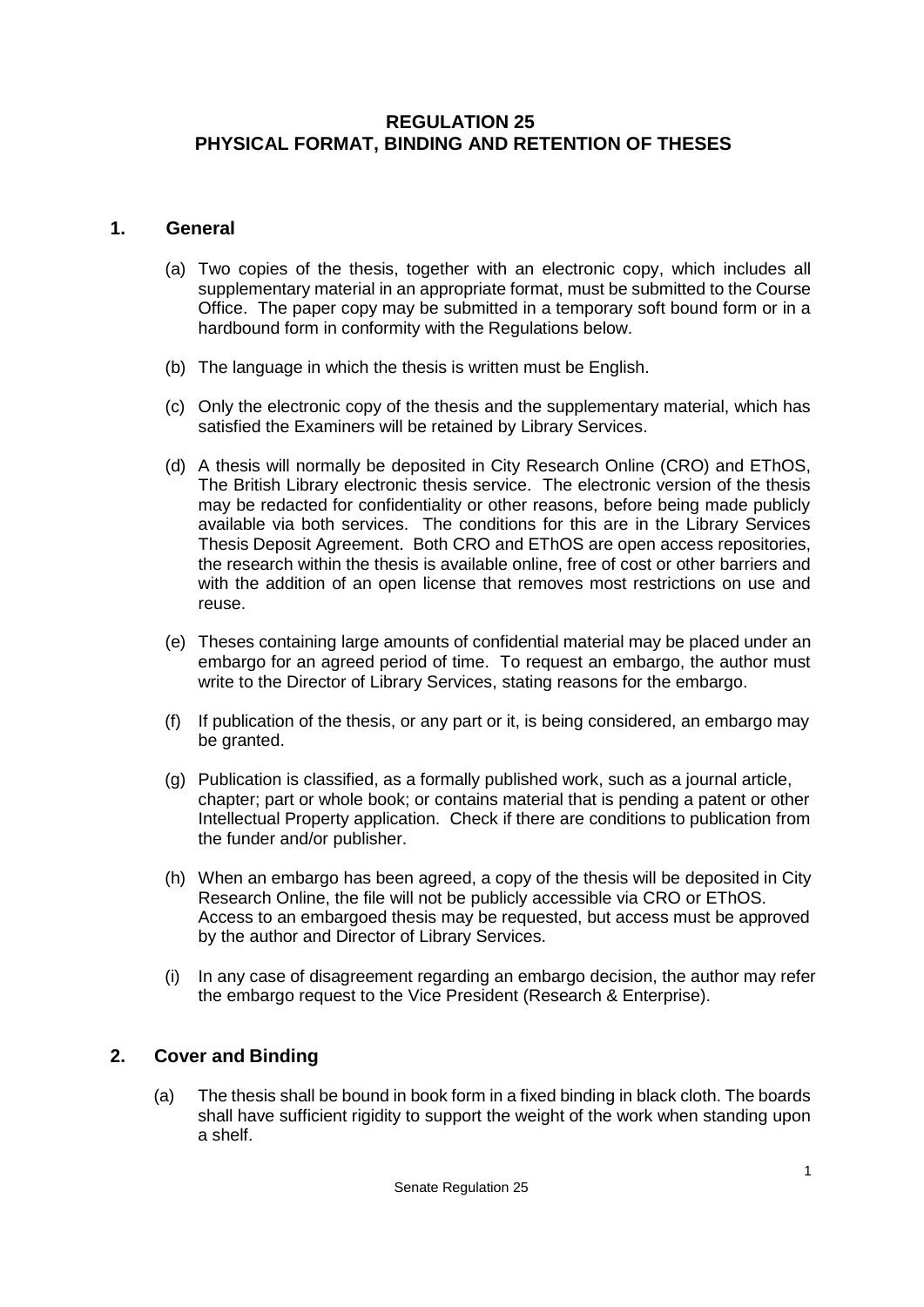# REGULATION 25
# PHYSICAL FORMAT, BINDING AND RETENTION OF THESES

## 1. General

(a) Two copies of the thesis, together with an electronic copy, which includes all supplementary material in an appropriate format, must be submitted to the Course Office. The paper copy may be submitted in a temporary soft bound form or in a hardbound form in conformity with the Regulations below.

(b) The language in which the thesis is written must be English.

(c) Only the electronic copy of the thesis and the supplementary material, which has satisfied the Examiners will be retained by Library Services.

(d) A thesis will normally be deposited in City Research Online (CRO) and EThOS, The British Library electronic thesis service. The electronic version of the thesis may be redacted for confidentiality or other reasons, before being made publicly available via both services. The conditions for this are in the Library Services Thesis Deposit Agreement. Both CRO and EThOS are open access repositories, the research within the thesis is available online, free of cost or other barriers and with the addition of an open license that removes most restrictions on use and reuse.

(e) Theses containing large amounts of confidential material may be placed under an embargo for an agreed period of time. To request an embargo, the author must write to the Director of Library Services, stating reasons for the embargo.

(f) If publication of the thesis, or any part or it, is being considered, an embargo may be granted.

(g) Publication is classified, as a formally published work, such as a journal article, chapter; part or whole book; or contains material that is pending a patent or other Intellectual Property application. Check if there are conditions to publication from the funder and/or publisher.

(h) When an embargo has been agreed, a copy of the thesis will be deposited in City Research Online, the file will not be publicly accessible via CRO or EThOS. Access to an embargoed thesis may be requested, but access must be approved by the author and Director of Library Services.

(i) In any case of disagreement regarding an embargo decision, the author may refer the embargo request to the Vice President (Research & Enterprise).

## 2. Cover and Binding

(a) The thesis shall be bound in book form in a fixed binding in black cloth. The boards shall have sufficient rigidity to support the weight of the work when standing upon a shelf.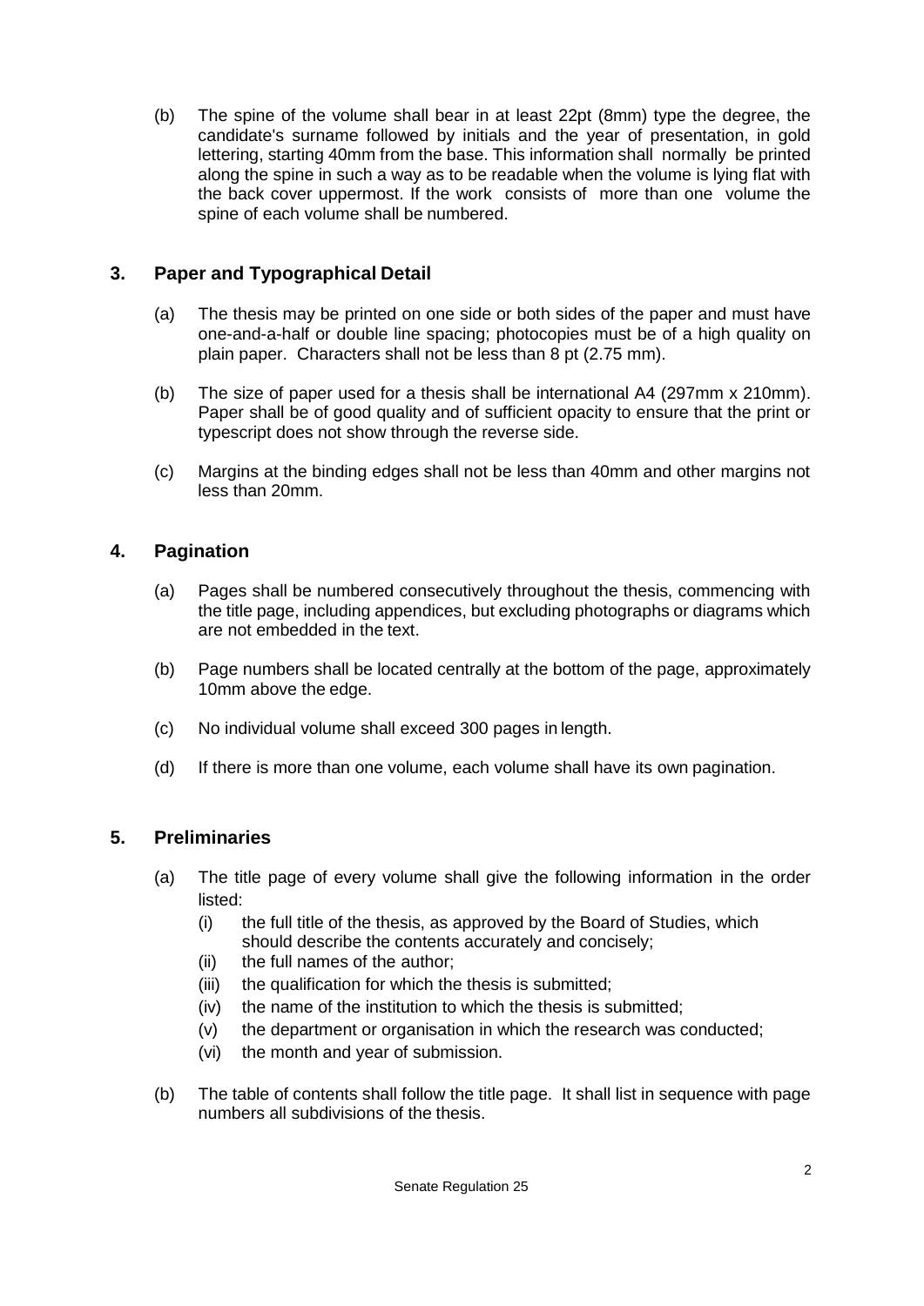(b) The spine of the volume shall bear in at least 22pt (8mm) type the degree, the candidate's surname followed by initials and the year of presentation, in gold lettering, starting 40mm from the base. This information shall normally be printed along the spine in such a way as to be readable when the volume is lying flat with the back cover uppermost. If the work consists of more than one volume the spine of each volume shall be numbered.

## 3. Paper and Typographical Detail

(a) The thesis may be printed on one side or both sides of the paper and must have one-and-a-half or double line spacing; photocopies must be of a high quality on plain paper. Characters shall not be less than 8 pt (2.75 mm).

(b) The size of paper used for a thesis shall be international A4 (297mm x 210mm). Paper shall be of good quality and of sufficient opacity to ensure that the print or typescript does not show through the reverse side.

(c) Margins at the binding edges shall not be less than 40mm and other margins not less than 20mm.

## 4. Pagination

(a) Pages shall be numbered consecutively throughout the thesis, commencing with the title page, including appendices, but excluding photographs or diagrams which are not embedded in the text.

(b) Page numbers shall be located centrally at the bottom of the page, approximately 10mm above the edge.

(c) No individual volume shall exceed 300 pages in length.

(d) If there is more than one volume, each volume shall have its own pagination.

## 5. Preliminaries

(a) The title page of every volume shall give the following information in the order listed:

- (i) the full title of the thesis, as approved by the Board of Studies, which should describe the contents accurately and concisely;
- (ii) the full names of the author;
- (iii) the qualification for which the thesis is submitted;
- (iv) the name of the institution to which the thesis is submitted;
- (v) the department or organisation in which the research was conducted;
- (vi) the month and year of submission.

(b) The table of contents shall follow the title page. It shall list in sequence with page numbers all subdivisions of the thesis.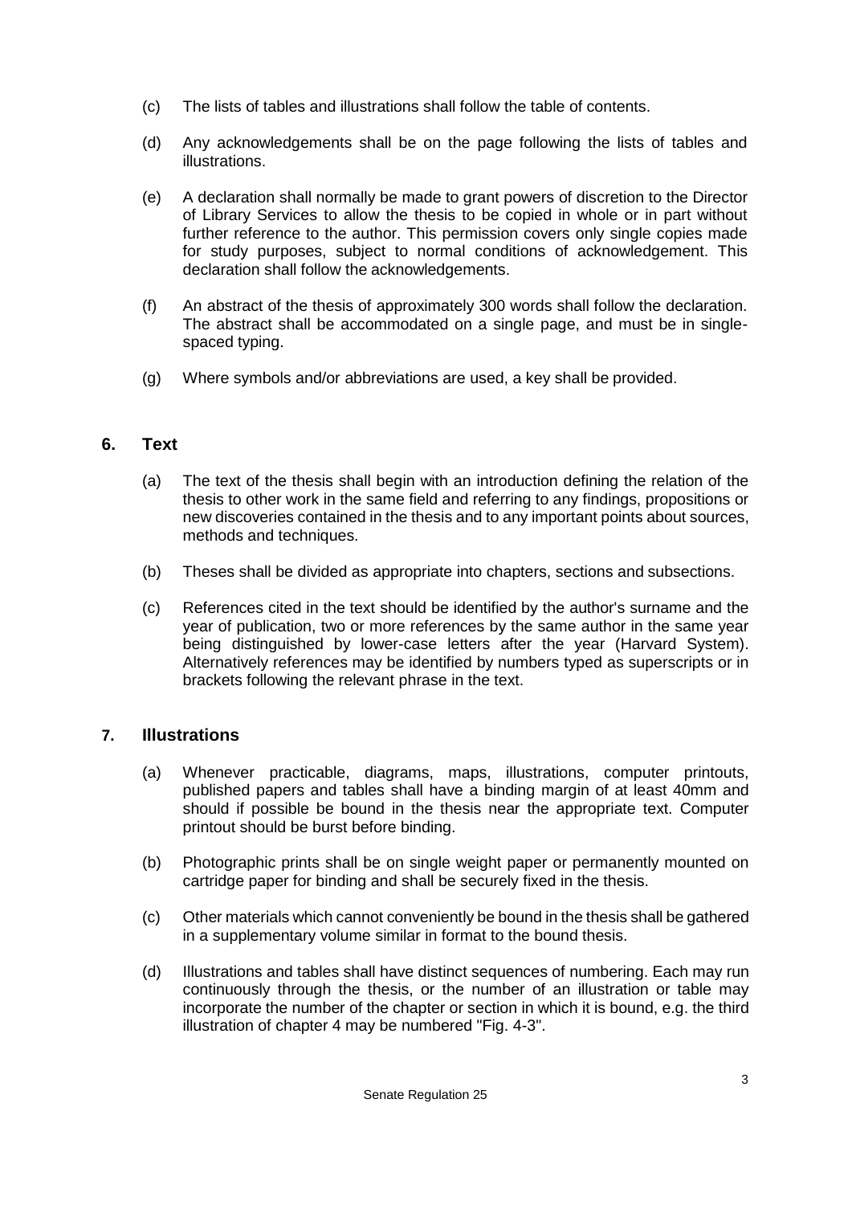(c) The lists of tables and illustrations shall follow the table of contents.

(d) Any acknowledgements shall be on the page following the lists of tables and illustrations.

(e) A declaration shall normally be made to grant powers of discretion to the Director of Library Services to allow the thesis to be copied in whole or in part without further reference to the author. This permission covers only single copies made for study purposes, subject to normal conditions of acknowledgement. This declaration shall follow the acknowledgements.

(f) An abstract of the thesis of approximately 300 words shall follow the declaration. The abstract shall be accommodated on a single page, and must be in single-spaced typing.

(g) Where symbols and/or abbreviations are used, a key shall be provided.

## 6. Text

(a) The text of the thesis shall begin with an introduction defining the relation of the thesis to other work in the same field and referring to any findings, propositions or new discoveries contained in the thesis and to any important points about sources, methods and techniques.

(b) Theses shall be divided as appropriate into chapters, sections and subsections.

(c) References cited in the text should be identified by the author's surname and the year of publication, two or more references by the same author in the same year being distinguished by lower-case letters after the year (Harvard System). Alternatively references may be identified by numbers typed as superscripts or in brackets following the relevant phrase in the text.

## 7. Illustrations

(a) Whenever practicable, diagrams, maps, illustrations, computer printouts, published papers and tables shall have a binding margin of at least 40mm and should if possible be bound in the thesis near the appropriate text. Computer printout should be burst before binding.

(b) Photographic prints shall be on single weight paper or permanently mounted on cartridge paper for binding and shall be securely fixed in the thesis.

(c) Other materials which cannot conveniently be bound in the thesis shall be gathered in a supplementary volume similar in format to the bound thesis.

(d) Illustrations and tables shall have distinct sequences of numbering. Each may run continuously through the thesis, or the number of an illustration or table may incorporate the number of the chapter or section in which it is bound, e.g. the third illustration of chapter 4 may be numbered "Fig. 4-3".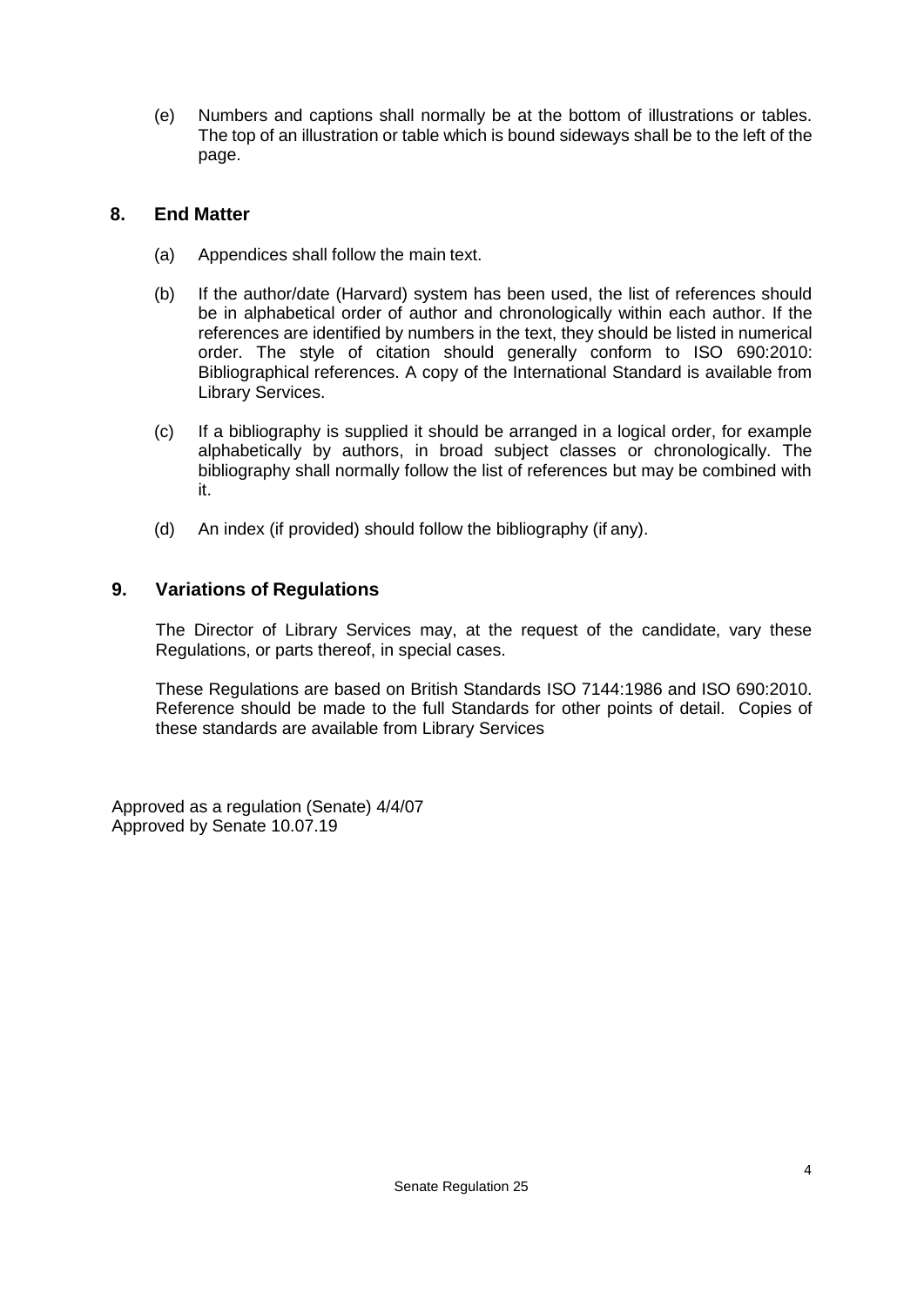(e) Numbers and captions shall normally be at the bottom of illustrations or tables. The top of an illustration or table which is bound sideways shall be to the left of the page.

## 8. End Matter

(a) Appendices shall follow the main text.

(b) If the author/date (Harvard) system has been used, the list of references should be in alphabetical order of author and chronologically within each author. If the references are identified by numbers in the text, they should be listed in numerical order. The style of citation should generally conform to ISO 690:2010: Bibliographical references. A copy of the International Standard is available from Library Services.

(c) If a bibliography is supplied it should be arranged in a logical order, for example alphabetically by authors, in broad subject classes or chronologically. The bibliography shall normally follow the list of references but may be combined with it.

(d) An index (if provided) should follow the bibliography (if any).

## 9. Variations of Regulations

The Director of Library Services may, at the request of the candidate, vary these Regulations, or parts thereof, in special cases.

These Regulations are based on British Standards ISO 7144:1986 and ISO 690:2010. Reference should be made to the full Standards for other points of detail. Copies of these standards are available from Library Services

Approved as a regulation (Senate) 4/4/07
Approved by Senate 10.07.19